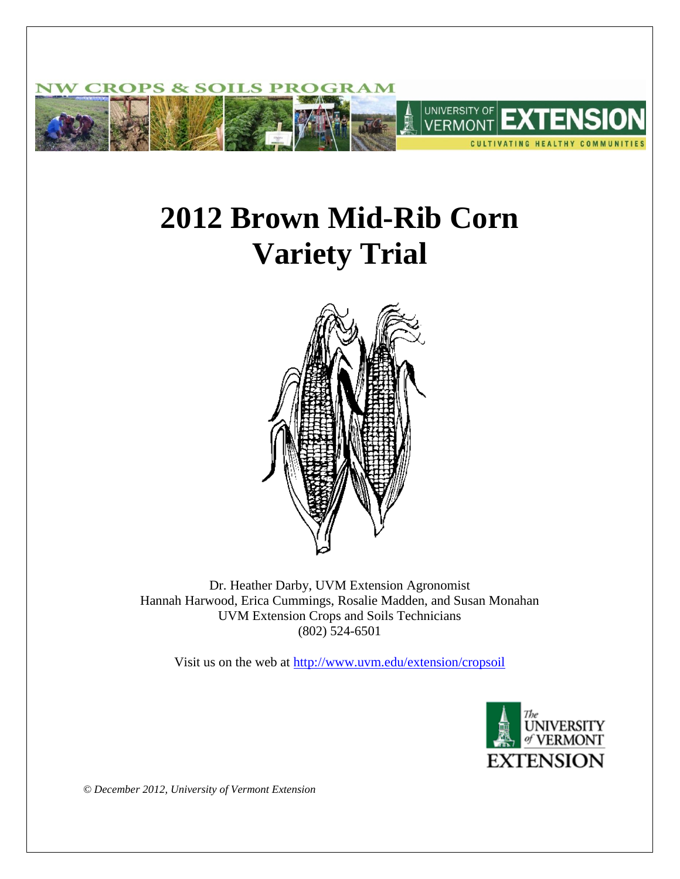NW CROPS & SOILS PROGRAM

UNIVERSITY OF VERMONT EXTENSION

CULTIVATING HEALTHY COMMUNITIES

# 2012 Brown Mid-Rib Corn Variety Trial

Dr. Heather Darby, UVM Extension Agronomist
Hannah Harwood, Erica Cummings, Rosalie Madden, and Susan Monahan
UVM Extension Crops and Soils Technicians
(802) 524-6501

Visit us on the web at http://www.uvm.edu/extension/cropsoil

The UNIVERSITY of VERMONT EXTENSION

*© December 2012, University of Vermont Extension*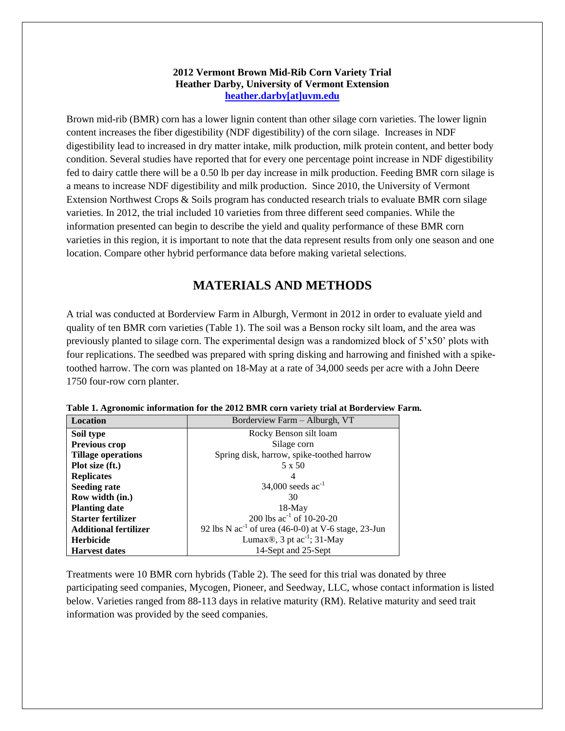**2012 Vermont Brown Mid-Rib Corn Variety Trial**
**Heather Darby, University of Vermont Extension**
**heather.darby[at]uvm.edu**

Brown mid-rib (BMR) corn has a lower lignin content than other silage corn varieties. The lower lignin content increases the fiber digestibility (NDF digestibility) of the corn silage. Increases in NDF digestibility lead to increased in dry matter intake, milk production, milk protein content, and better body condition. Several studies have reported that for every one percentage point increase in NDF digestibility fed to dairy cattle there will be a 0.50 lb per day increase in milk production. Feeding BMR corn silage is a means to increase NDF digestibility and milk production. Since 2010, the University of Vermont Extension Northwest Crops & Soils program has conducted research trials to evaluate BMR corn silage varieties. In 2012, the trial included 10 varieties from three different seed companies. While the information presented can begin to describe the yield and quality performance of these BMR corn varieties in this region, it is important to note that the data represent results from only one season and one location. Compare other hybrid performance data before making varietal selections.

## MATERIALS AND METHODS

A trial was conducted at Borderview Farm in Alburgh, Vermont in 2012 in order to evaluate yield and quality of ten BMR corn varieties (Table 1). The soil was a Benson rocky silt loam, and the area was previously planted to silage corn. The experimental design was a randomized block of 5'x50' plots with four replications. The seedbed was prepared with spring disking and harrowing and finished with a spike-toothed harrow. The corn was planted on 18-May at a rate of 34,000 seeds per acre with a John Deere 1750 four-row corn planter.

**Table 1. Agronomic information for the 2012 BMR corn variety trial at Borderview Farm.**

| Location | Borderview Farm – Alburgh, VT |
|---|---|
| **Soil type** | Rocky Benson silt loam |
| **Previous crop** | Silage corn |
| **Tillage operations** | Spring disk, harrow, spike-toothed harrow |
| **Plot size (ft.)** | 5 x 50 |
| **Replicates** | 4 |
| **Seeding rate** | 34,000 seeds $ac^{-1}$ |
| **Row width (in.)** | 30 |
| **Planting date** | 18-May |
| **Starter fertilizer** | 200 lbs $ac^{-1}$ of 10-20-20 |
| **Additional fertilizer** | 92 lbs N $ac^{-1}$ of urea (46-0-0) at V-6 stage, 23-Jun |
| **Herbicide** | Lumax®, 3 pt $ac^{-1}$; 31-May |
| **Harvest dates** | 14-Sept and 25-Sept |

Treatments were 10 BMR corn hybrids (Table 2). The seed for this trial was donated by three participating seed companies, Mycogen, Pioneer, and Seedway, LLC, whose contact information is listed below. Varieties ranged from 88-113 days in relative maturity (RM). Relative maturity and seed trait information was provided by the seed companies.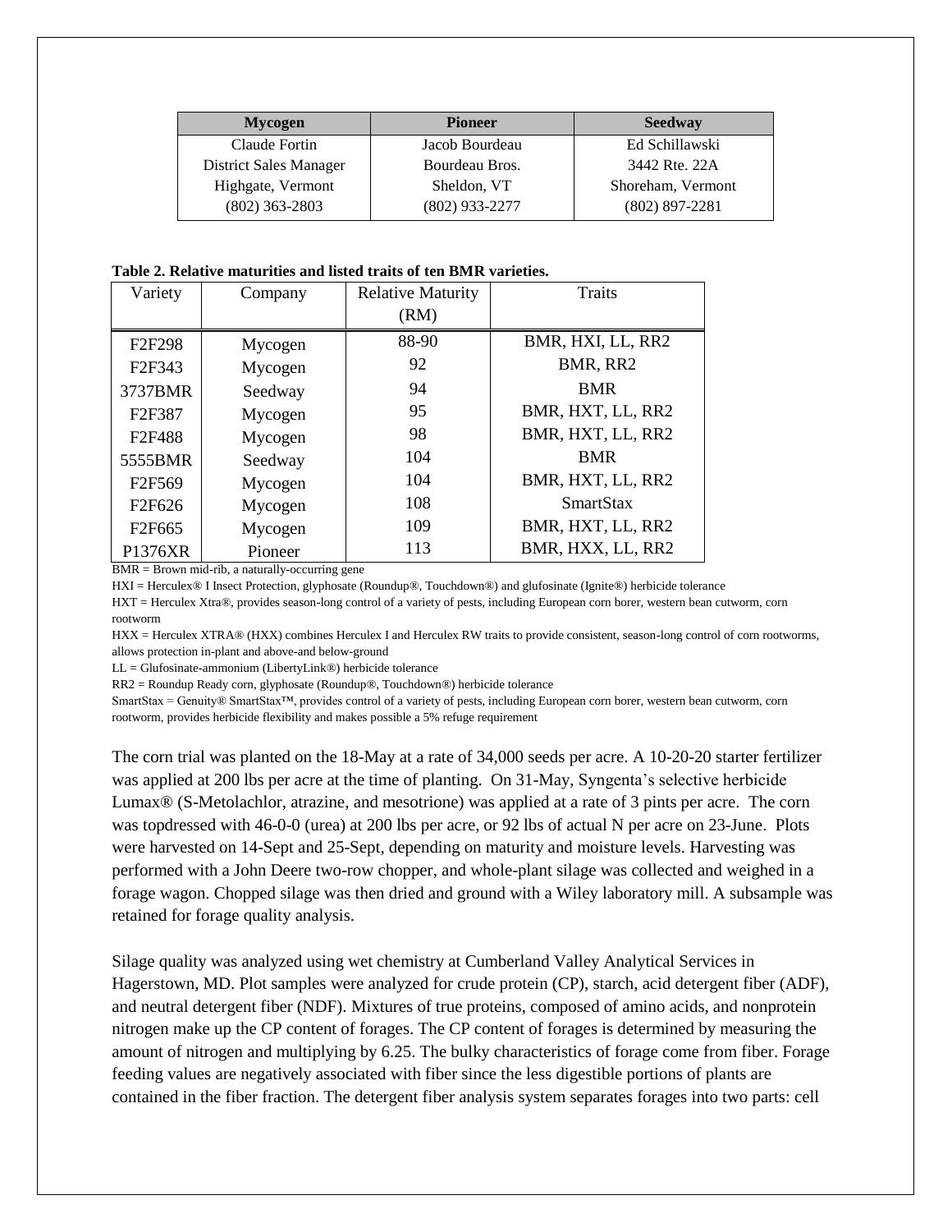| Mycogen | Pioneer | Seedway |
|---|---|---|
| Claude Fortin | Jacob Bourdeau | Ed Schillawski |
| District Sales Manager | Bourdeau Bros. | 3442 Rte. 22A |
| Highgate, Vermont | Sheldon, VT | Shoreham, Vermont |
| (802) 363-2803 | (802) 933-2277 | (802) 897-2281 |

**Table 2. Relative maturities and listed traits of ten BMR varieties.**

| Variety | Company | Relative Maturity (RM) | Traits |
|---|---|---|---|
| F2F298 | Mycogen | 88-90 | BMR, HXI, LL, RR2 |
| F2F343 | Mycogen | 92 | BMR, RR2 |
| 3737BMR | Seedway | 94 | BMR |
| F2F387 | Mycogen | 95 | BMR, HXT, LL, RR2 |
| F2F488 | Mycogen | 98 | BMR, HXT, LL, RR2 |
| 5555BMR | Seedway | 104 | BMR |
| F2F569 | Mycogen | 104 | BMR, HXT, LL, RR2 |
| F2F626 | Mycogen | 108 | SmartStax |
| F2F665 | Mycogen | 109 | BMR, HXT, LL, RR2 |
| P1376XR | Pioneer | 113 | BMR, HXX, LL, RR2 |

BMR = Brown mid-rib, a naturally-occurring gene

HXI = Herculex® I Insect Protection, glyphosate (Roundup®, Touchdown®) and glufosinate (Ignite®) herbicide tolerance

HXT = Herculex Xtra®, provides season-long control of a variety of pests, including European corn borer, western bean cutworm, corn rootworm

HXX = Herculex XTRA® (HXX) combines Herculex I and Herculex RW traits to provide consistent, season-long control of corn rootworms, allows protection in-plant and above-and below-ground

LL = Glufosinate-ammonium (LibertyLink®) herbicide tolerance

RR2 = Roundup Ready corn, glyphosate (Roundup®, Touchdown®) herbicide tolerance

SmartStax = Genuity® SmartStax™, provides control of a variety of pests, including European corn borer, western bean cutworm, corn rootworm, provides herbicide flexibility and makes possible a 5% refuge requirement

The corn trial was planted on the 18-May at a rate of 34,000 seeds per acre. A 10-20-20 starter fertilizer was applied at 200 lbs per acre at the time of planting. On 31-May, Syngenta's selective herbicide Lumax® (S-Metolachlor, atrazine, and mesotrione) was applied at a rate of 3 pints per acre. The corn was topdressed with 46-0-0 (urea) at 200 lbs per acre, or 92 lbs of actual N per acre on 23-June. Plots were harvested on 14-Sept and 25-Sept, depending on maturity and moisture levels. Harvesting was performed with a John Deere two-row chopper, and whole-plant silage was collected and weighed in a forage wagon. Chopped silage was then dried and ground with a Wiley laboratory mill. A subsample was retained for forage quality analysis.

Silage quality was analyzed using wet chemistry at Cumberland Valley Analytical Services in Hagerstown, MD. Plot samples were analyzed for crude protein (CP), starch, acid detergent fiber (ADF), and neutral detergent fiber (NDF). Mixtures of true proteins, composed of amino acids, and nonprotein nitrogen make up the CP content of forages. The CP content of forages is determined by measuring the amount of nitrogen and multiplying by 6.25. The bulky characteristics of forage come from fiber. Forage feeding values are negatively associated with fiber since the less digestible portions of plants are contained in the fiber fraction. The detergent fiber analysis system separates forages into two parts: cell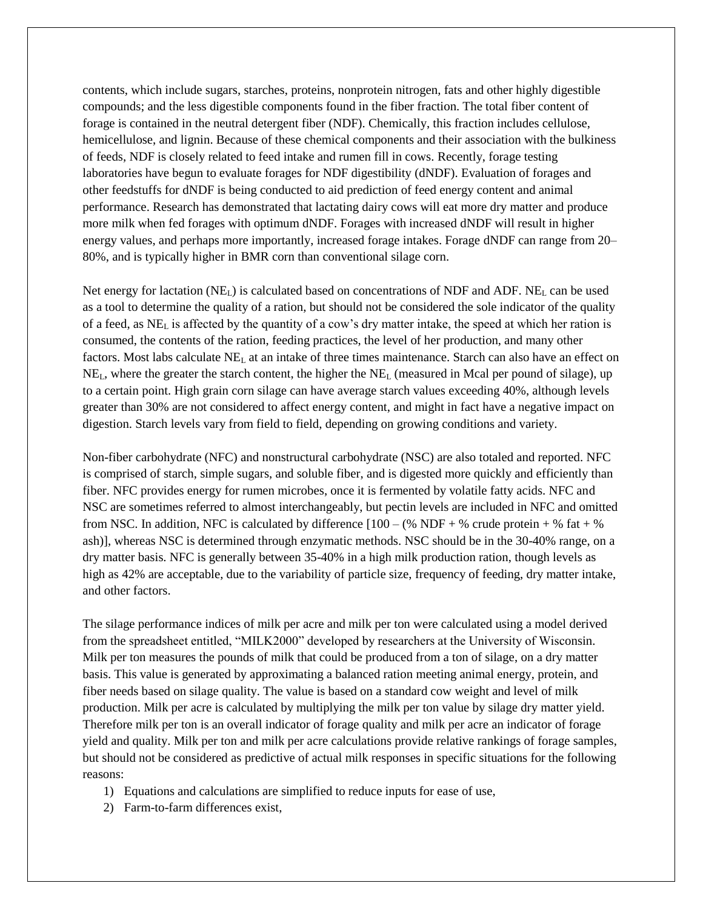contents, which include sugars, starches, proteins, nonprotein nitrogen, fats and other highly digestible compounds; and the less digestible components found in the fiber fraction. The total fiber content of forage is contained in the neutral detergent fiber (NDF). Chemically, this fraction includes cellulose, hemicellulose, and lignin. Because of these chemical components and their association with the bulkiness of feeds, NDF is closely related to feed intake and rumen fill in cows. Recently, forage testing laboratories have begun to evaluate forages for NDF digestibility (dNDF). Evaluation of forages and other feedstuffs for dNDF is being conducted to aid prediction of feed energy content and animal performance. Research has demonstrated that lactating dairy cows will eat more dry matter and produce more milk when fed forages with optimum dNDF. Forages with increased dNDF will result in higher energy values, and perhaps more importantly, increased forage intakes. Forage dNDF can range from 20–80%, and is typically higher in BMR corn than conventional silage corn.

Net energy for lactation ($NE_L$) is calculated based on concentrations of NDF and ADF. $NE_L$ can be used as a tool to determine the quality of a ration, but should not be considered the sole indicator of the quality of a feed, as $NE_L$ is affected by the quantity of a cow's dry matter intake, the speed at which her ration is consumed, the contents of the ration, feeding practices, the level of her production, and many other factors. Most labs calculate $NE_L$ at an intake of three times maintenance. Starch can also have an effect on $NE_L$, where the greater the starch content, the higher the $NE_L$ (measured in Mcal per pound of silage), up to a certain point. High grain corn silage can have average starch values exceeding 40%, although levels greater than 30% are not considered to affect energy content, and might in fact have a negative impact on digestion. Starch levels vary from field to field, depending on growing conditions and variety.

Non-fiber carbohydrate (NFC) and nonstructural carbohydrate (NSC) are also totaled and reported. NFC is comprised of starch, simple sugars, and soluble fiber, and is digested more quickly and efficiently than fiber. NFC provides energy for rumen microbes, once it is fermented by volatile fatty acids. NFC and NSC are sometimes referred to almost interchangeably, but pectin levels are included in NFC and omitted from NSC. In addition, NFC is calculated by difference [100 – (% NDF + % crude protein + % fat + % ash)], whereas NSC is determined through enzymatic methods. NSC should be in the 30-40% range, on a dry matter basis. NFC is generally between 35-40% in a high milk production ration, though levels as high as 42% are acceptable, due to the variability of particle size, frequency of feeding, dry matter intake, and other factors.

The silage performance indices of milk per acre and milk per ton were calculated using a model derived from the spreadsheet entitled, "MILK2000" developed by researchers at the University of Wisconsin. Milk per ton measures the pounds of milk that could be produced from a ton of silage, on a dry matter basis. This value is generated by approximating a balanced ration meeting animal energy, protein, and fiber needs based on silage quality. The value is based on a standard cow weight and level of milk production. Milk per acre is calculated by multiplying the milk per ton value by silage dry matter yield. Therefore milk per ton is an overall indicator of forage quality and milk per acre an indicator of forage yield and quality. Milk per ton and milk per acre calculations provide relative rankings of forage samples, but should not be considered as predictive of actual milk responses in specific situations for the following reasons:

1) Equations and calculations are simplified to reduce inputs for ease of use,
2) Farm-to-farm differences exist,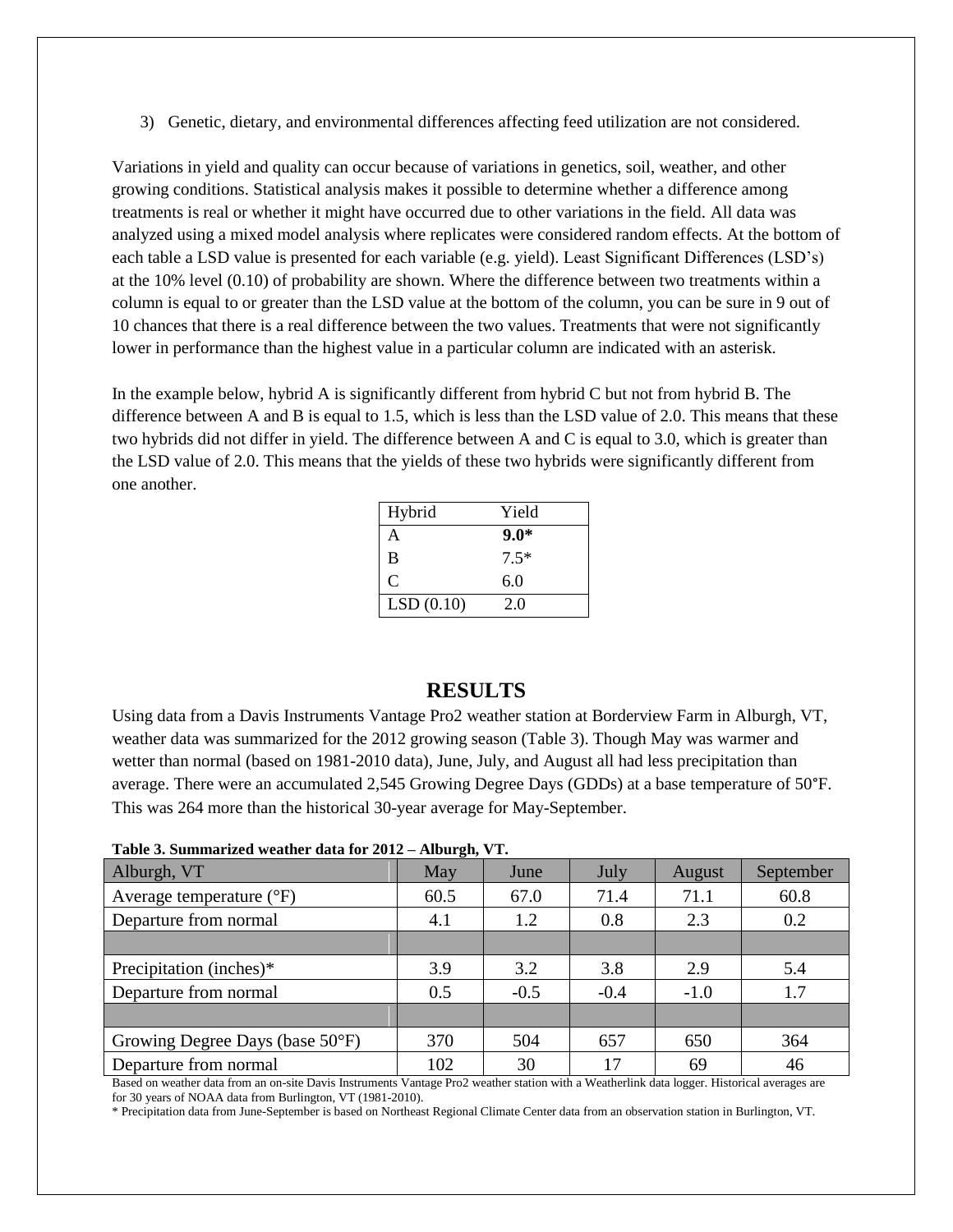3) Genetic, dietary, and environmental differences affecting feed utilization are not considered.

Variations in yield and quality can occur because of variations in genetics, soil, weather, and other growing conditions. Statistical analysis makes it possible to determine whether a difference among treatments is real or whether it might have occurred due to other variations in the field. All data was analyzed using a mixed model analysis where replicates were considered random effects. At the bottom of each table a LSD value is presented for each variable (e.g. yield). Least Significant Differences (LSD's) at the 10% level (0.10) of probability are shown. Where the difference between two treatments within a column is equal to or greater than the LSD value at the bottom of the column, you can be sure in 9 out of 10 chances that there is a real difference between the two values. Treatments that were not significantly lower in performance than the highest value in a particular column are indicated with an asterisk.

In the example below, hybrid A is significantly different from hybrid C but not from hybrid B. The difference between A and B is equal to 1.5, which is less than the LSD value of 2.0. This means that these two hybrids did not differ in yield. The difference between A and C is equal to 3.0, which is greater than the LSD value of 2.0. This means that the yields of these two hybrids were significantly different from one another.

| Hybrid | Yield |
|---|---|
| A | **9.0*** |
| B | 7.5* |
| C | 6.0 |
| LSD (0.10) | 2.0 |

## RESULTS

Using data from a Davis Instruments Vantage Pro2 weather station at Borderview Farm in Alburgh, VT, weather data was summarized for the 2012 growing season (Table 3). Though May was warmer and wetter than normal (based on 1981-2010 data), June, July, and August all had less precipitation than average. There were an accumulated 2,545 Growing Degree Days (GDDs) at a base temperature of 50°F. This was 264 more than the historical 30-year average for May-September.

**Table 3. Summarized weather data for 2012 – Alburgh, VT.**

| Alburgh, VT | May | June | July | August | September |
|---|---|---|---|---|---|
| Average temperature (°F) | 60.5 | 67.0 | 71.4 | 71.1 | 60.8 |
| Departure from normal | 4.1 | 1.2 | 0.8 | 2.3 | 0.2 |
| | | | | | |
| Precipitation (inches)* | 3.9 | 3.2 | 3.8 | 2.9 | 5.4 |
| Departure from normal | 0.5 | -0.5 | -0.4 | -1.0 | 1.7 |
| | | | | | |
| Growing Degree Days (base 50°F) | 370 | 504 | 657 | 650 | 364 |
| Departure from normal | 102 | 30 | 17 | 69 | 46 |

Based on weather data from an on-site Davis Instruments Vantage Pro2 weather station with a Weatherlink data logger. Historical averages are for 30 years of NOAA data from Burlington, VT (1981-2010).

* Precipitation data from June-September is based on Northeast Regional Climate Center data from an observation station in Burlington, VT.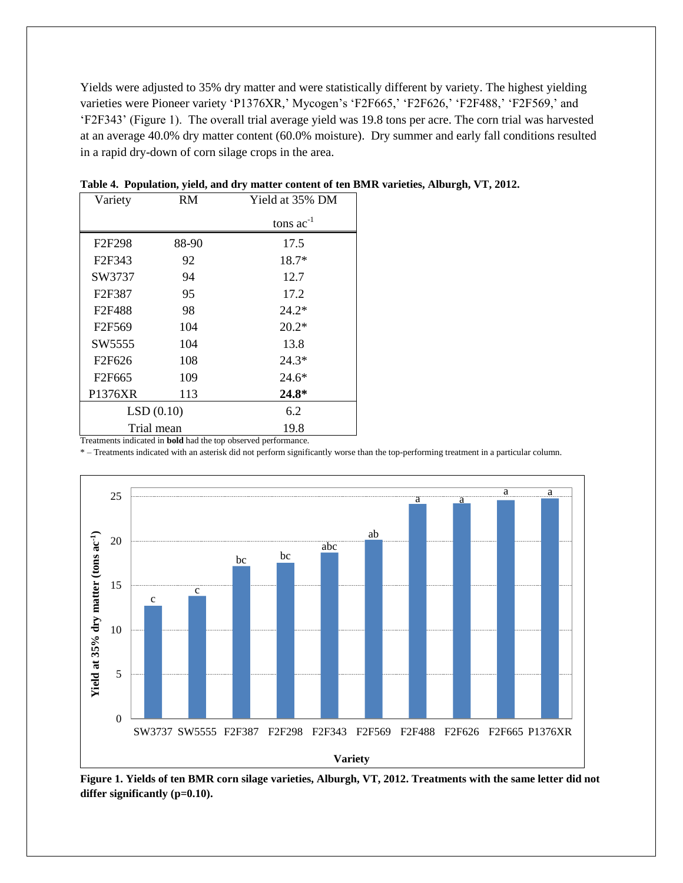Yields were adjusted to 35% dry matter and were statistically different by variety. The highest yielding varieties were Pioneer variety 'P1376XR,' Mycogen's 'F2F665,' 'F2F626,' 'F2F488,' 'F2F569,' and 'F2F343' (Figure 1). The overall trial average yield was 19.8 tons per acre. The corn trial was harvested at an average 40.0% dry matter content (60.0% moisture). Dry summer and early fall conditions resulted in a rapid dry-down of corn silage crops in the area.

**Table 4. Population, yield, and dry matter content of ten BMR varieties, Alburgh, VT, 2012.**

| Variety | RM | Yield at 35% DM |
|---|---|---|
| | | tons $ac^{-1}$ |
| F2F298 | 88-90 | 17.5 |
| F2F343 | 92 | 18.7* |
| SW3737 | 94 | 12.7 |
| F2F387 | 95 | 17.2 |
| F2F488 | 98 | 24.2* |
| F2F569 | 104 | 20.2* |
| SW5555 | 104 | 13.8 |
| F2F626 | 108 | 24.3* |
| F2F665 | 109 | 24.6* |
| P1376XR | 113 | **24.8*** |
| LSD (0.10) | | 6.2 |
| Trial mean | | 19.8 |

Treatments indicated in **bold** had the top observed performance.

* – Treatments indicated with an asterisk did not perform significantly worse than the top-performing treatment in a particular column.

**Figure 1. Yields of ten BMR corn silage varieties, Alburgh, VT, 2012. Treatments with the same letter did not differ significantly (p=0.10).**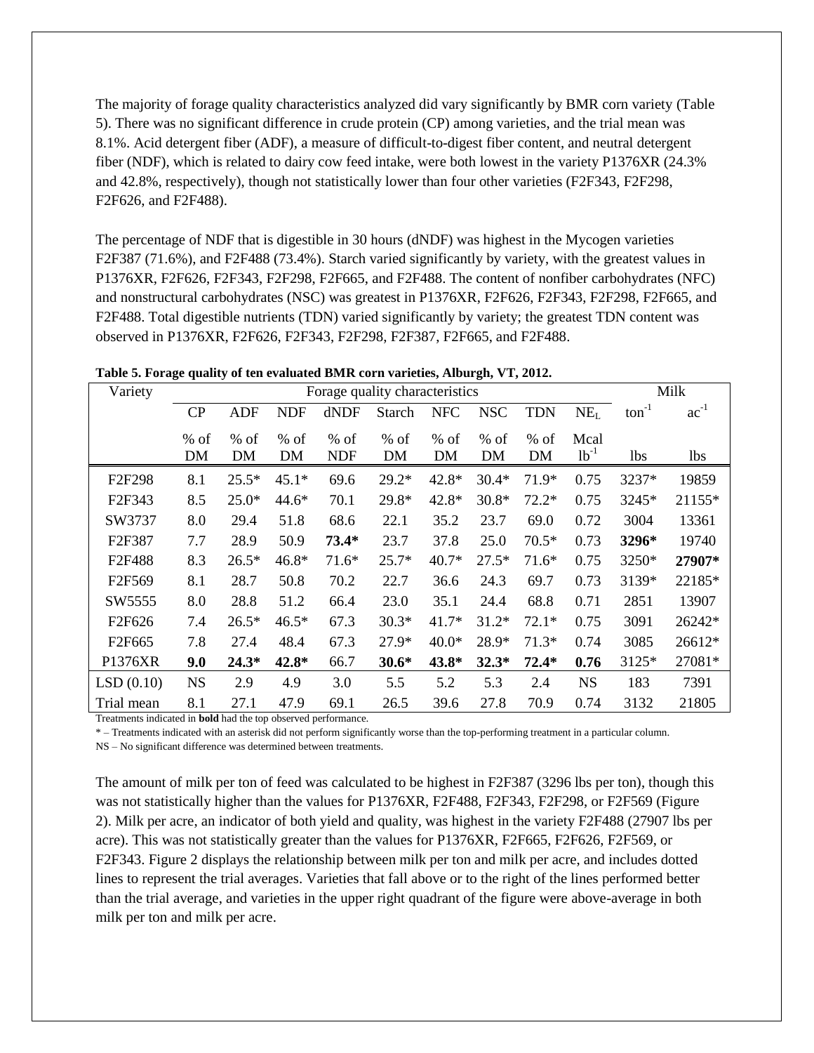The majority of forage quality characteristics analyzed did vary significantly by BMR corn variety (Table 5). There was no significant difference in crude protein (CP) among varieties, and the trial mean was 8.1%. Acid detergent fiber (ADF), a measure of difficult-to-digest fiber content, and neutral detergent fiber (NDF), which is related to dairy cow feed intake, were both lowest in the variety P1376XR (24.3% and 42.8%, respectively), though not statistically lower than four other varieties (F2F343, F2F298, F2F626, and F2F488).

The percentage of NDF that is digestible in 30 hours (dNDF) was highest in the Mycogen varieties F2F387 (71.6%), and F2F488 (73.4%). Starch varied significantly by variety, with the greatest values in P1376XR, F2F626, F2F343, F2F298, F2F665, and F2F488. The content of nonfiber carbohydrates (NFC) and nonstructural carbohydrates (NSC) was greatest in P1376XR, F2F626, F2F343, F2F298, F2F665, and F2F488. Total digestible nutrients (TDN) varied significantly by variety; the greatest TDN content was observed in P1376XR, F2F626, F2F343, F2F298, F2F387, F2F665, and F2F488.

**Table 5. Forage quality of ten evaluated BMR corn varieties, Alburgh, VT, 2012.**

| Variety | Forage quality characteristics | | | | | | | | | Milk | |
|---|---|---|---|---|---|---|---|---|---|---|---|
| | CP | ADF | NDF | dNDF | Starch | NFC | NSC | TDN | $NE_L$ | $ton^{-1}$ | $ac^{-1}$ |
| | % of DM | % of DM | % of DM | % of NDF | % of DM | % of DM | % of DM | % of DM | Mcal $lb^{-1}$ | lbs | lbs |
| F2F298 | 8.1 | 25.5* | 45.1* | 69.6 | 29.2* | 42.8* | 30.4* | 71.9* | 0.75 | 3237* | 19859 |
| F2F343 | 8.5 | 25.0* | 44.6* | 70.1 | 29.8* | 42.8* | 30.8* | 72.2* | 0.75 | 3245* | 21155* |
| SW3737 | 8.0 | 29.4 | 51.8 | 68.6 | 22.1 | 35.2 | 23.7 | 69.0 | 0.72 | 3004 | 13361 |
| F2F387 | 7.7 | 28.9 | 50.9 | **73.4*** | 23.7 | 37.8 | 25.0 | 70.5* | 0.73 | **3296*** | 19740 |
| F2F488 | 8.3 | 26.5* | 46.8* | 71.6* | 25.7* | 40.7* | 27.5* | 71.6* | 0.75 | 3250* | **27907*** |
| F2F569 | 8.1 | 28.7 | 50.8 | 70.2 | 22.7 | 36.6 | 24.3 | 69.7 | 0.73 | 3139* | 22185* |
| SW5555 | 8.0 | 28.8 | 51.2 | 66.4 | 23.0 | 35.1 | 24.4 | 68.8 | 0.71 | 2851 | 13907 |
| F2F626 | 7.4 | 26.5* | 46.5* | 67.3 | 30.3* | 41.7* | 31.2* | 72.1* | 0.75 | 3091 | 26242* |
| F2F665 | 7.8 | 27.4 | 48.4 | 67.3 | 27.9* | 40.0* | 28.9* | 71.3* | 0.74 | 3085 | 26612* |
| P1376XR | **9.0** | **24.3*** | **42.8*** | 66.7 | **30.6*** | **43.8*** | **32.3*** | **72.4*** | **0.76** | 3125* | 27081* |
| LSD (0.10) | NS | 2.9 | 4.9 | 3.0 | 5.5 | 5.2 | 5.3 | 2.4 | NS | 183 | 7391 |
| Trial mean | 8.1 | 27.1 | 47.9 | 69.1 | 26.5 | 39.6 | 27.8 | 70.9 | 0.74 | 3132 | 21805 |

Treatments indicated in **bold** had the top observed performance.

* – Treatments indicated with an asterisk did not perform significantly worse than the top-performing treatment in a particular column.

NS – No significant difference was determined between treatments.

The amount of milk per ton of feed was calculated to be highest in F2F387 (3296 lbs per ton), though this was not statistically higher than the values for P1376XR, F2F488, F2F343, F2F298, or F2F569 (Figure 2). Milk per acre, an indicator of both yield and quality, was highest in the variety F2F488 (27907 lbs per acre). This was not statistically greater than the values for P1376XR, F2F665, F2F626, F2F569, or F2F343. Figure 2 displays the relationship between milk per ton and milk per acre, and includes dotted lines to represent the trial averages. Varieties that fall above or to the right of the lines performed better than the trial average, and varieties in the upper right quadrant of the figure were above-average in both milk per ton and milk per acre.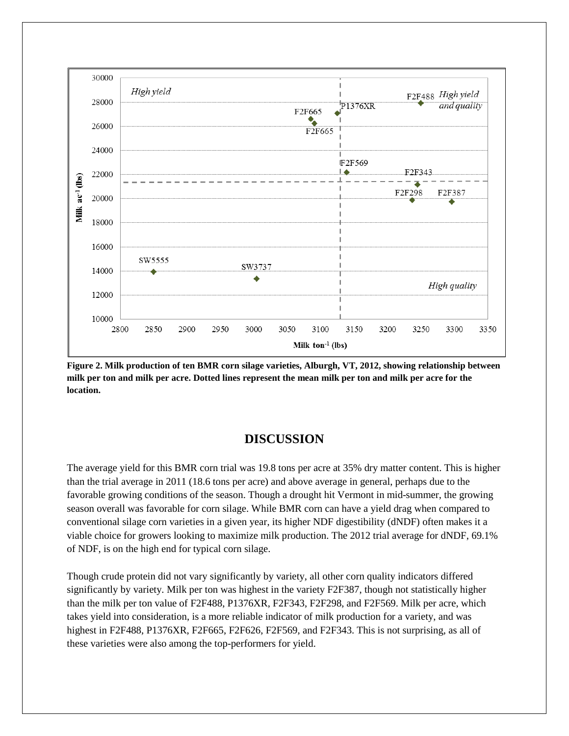**Figure 2. Milk production of ten BMR corn silage varieties, Alburgh, VT, 2012, showing relationship between milk per ton and milk per acre. Dotted lines represent the mean milk per ton and milk per acre for the location.**

## DISCUSSION

The average yield for this BMR corn trial was 19.8 tons per acre at 35% dry matter content. This is higher than the trial average in 2011 (18.6 tons per acre) and above average in general, perhaps due to the favorable growing conditions of the season. Though a drought hit Vermont in mid-summer, the growing season overall was favorable for corn silage. While BMR corn can have a yield drag when compared to conventional silage corn varieties in a given year, its higher NDF digestibility (dNDF) often makes it a viable choice for growers looking to maximize milk production. The 2012 trial average for dNDF, 69.1% of NDF, is on the high end for typical corn silage.

Though crude protein did not vary significantly by variety, all other corn quality indicators differed significantly by variety. Milk per ton was highest in the variety F2F387, though not statistically higher than the milk per ton value of F2F488, P1376XR, F2F343, F2F298, and F2F569. Milk per acre, which takes yield into consideration, is a more reliable indicator of milk production for a variety, and was highest in F2F488, P1376XR, F2F665, F2F626, F2F569, and F2F343. This is not surprising, as all of these varieties were also among the top-performers for yield.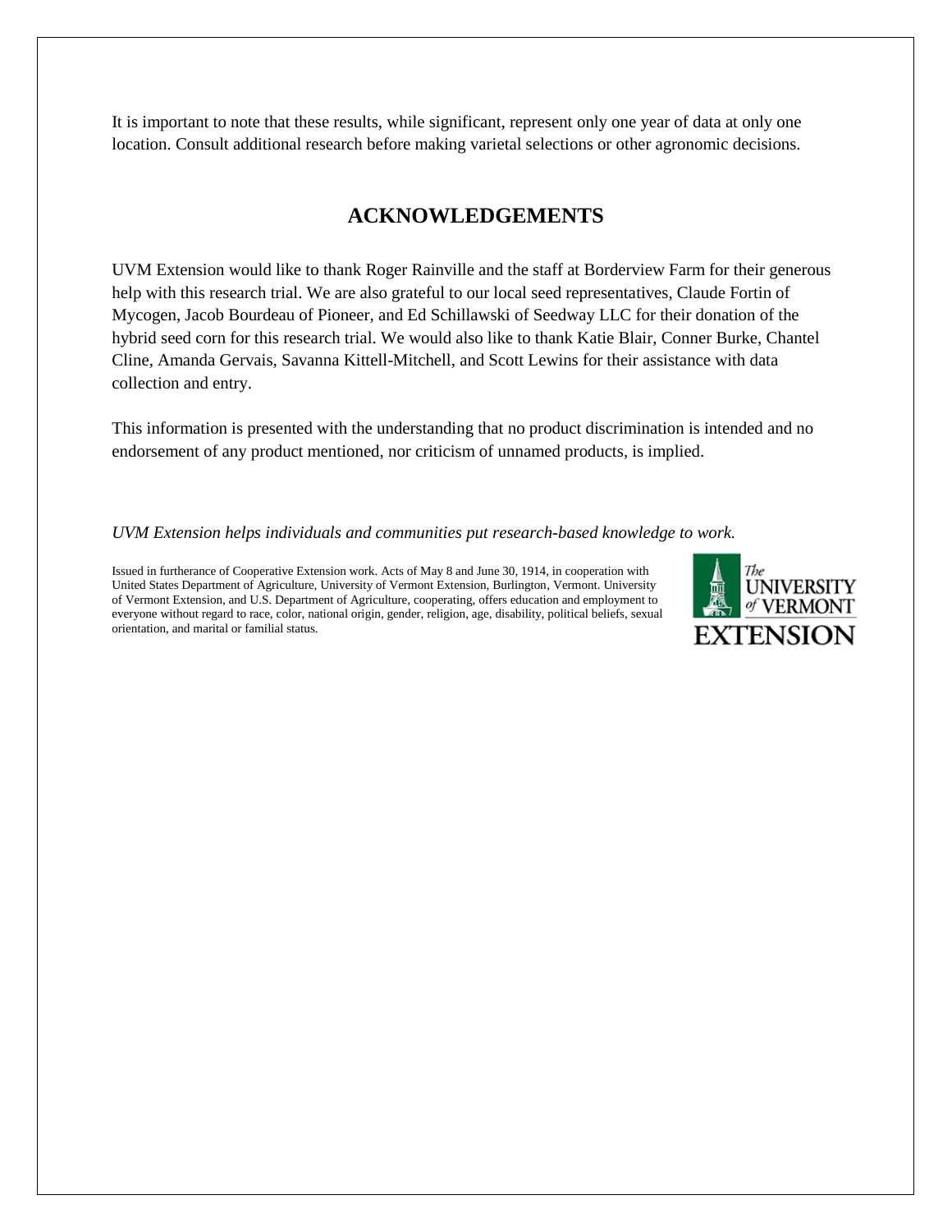It is important to note that these results, while significant, represent only one year of data at only one location. Consult additional research before making varietal selections or other agronomic decisions.

## ACKNOWLEDGEMENTS

UVM Extension would like to thank Roger Rainville and the staff at Borderview Farm for their generous help with this research trial. We are also grateful to our local seed representatives, Claude Fortin of Mycogen, Jacob Bourdeau of Pioneer, and Ed Schillawski of Seedway LLC for their donation of the hybrid seed corn for this research trial. We would also like to thank Katie Blair, Conner Burke, Chantel Cline, Amanda Gervais, Savanna Kittell-Mitchell, and Scott Lewins for their assistance with data collection and entry.

This information is presented with the understanding that no product discrimination is intended and no endorsement of any product mentioned, nor criticism of unnamed products, is implied.

*UVM Extension helps individuals and communities put research-based knowledge to work.*

Issued in furtherance of Cooperative Extension work. Acts of May 8 and June 30, 1914, in cooperation with United States Department of Agriculture, University of Vermont Extension, Burlington, Vermont. University of Vermont Extension, and U.S. Department of Agriculture, cooperating, offers education and employment to everyone without regard to race, color, national origin, gender, religion, age, disability, political beliefs, sexual orientation, and marital or familial status.

The UNIVERSITY of VERMONT EXTENSION